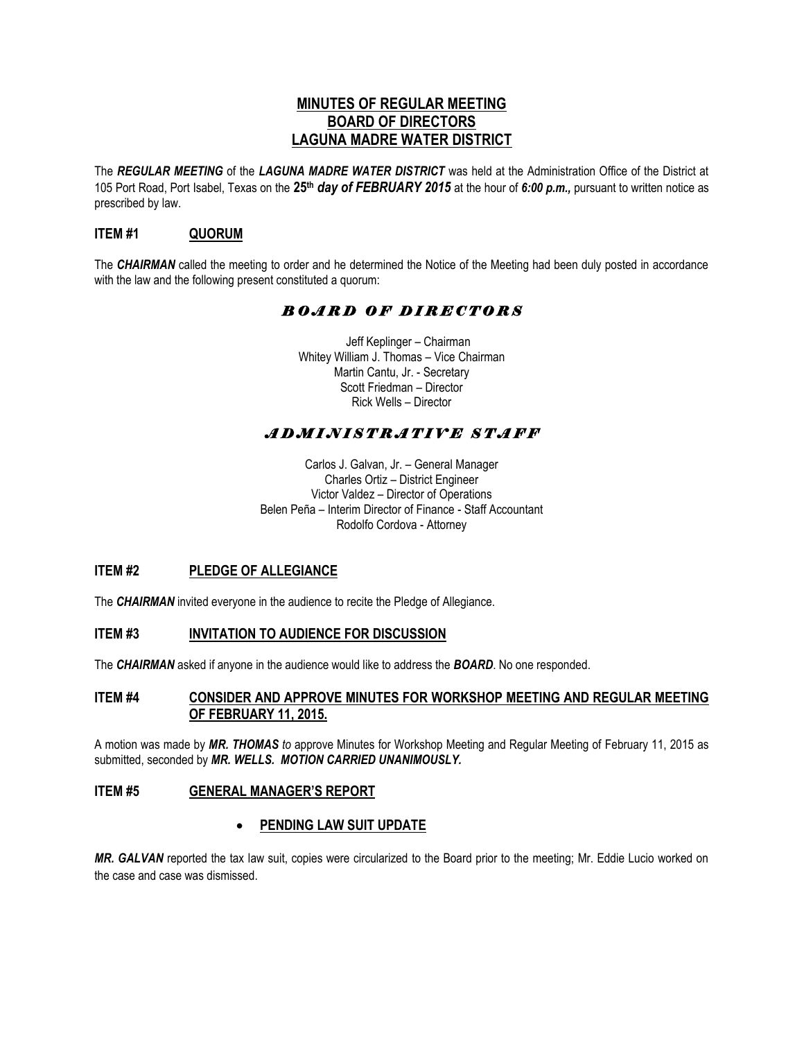# MINUTES OF REGULAR MEETING
# BOARD OF DIRECTORS
# LAGUNA MADRE WATER DISTRICT

The ***REGULAR MEETING*** of the ***LAGUNA MADRE WATER DISTRICT*** was held at the Administration Office of the District at 105 Port Road, Port Isabel, Texas on the **25th *day of FEBRUARY 2015*** at the hour of ***6:00 p.m.,*** pursuant to written notice as prescribed by law.

## ITEM #1 QUORUM

The ***CHAIRMAN*** called the meeting to order and he determined the Notice of the Meeting had been duly posted in accordance with the law and the following present constituted a quorum:

### *BOARD OF DIRECTORS*

Jeff Keplinger – Chairman
Whitey William J. Thomas – Vice Chairman
Martin Cantu, Jr. - Secretary
Scott Friedman – Director
Rick Wells – Director

### *ADMINISTRATIVE STAFF*

Carlos J. Galvan, Jr. – General Manager
Charles Ortiz – District Engineer
Victor Valdez – Director of Operations
Belen Peña – Interim Director of Finance - Staff Accountant
Rodolfo Cordova - Attorney

## ITEM #2 PLEDGE OF ALLEGIANCE

The ***CHAIRMAN*** invited everyone in the audience to recite the Pledge of Allegiance.

## ITEM #3 INVITATION TO AUDIENCE FOR DISCUSSION

The ***CHAIRMAN*** asked if anyone in the audience would like to address the ***BOARD***. No one responded.

## ITEM #4 CONSIDER AND APPROVE MINUTES FOR WORKSHOP MEETING AND REGULAR MEETING OF FEBRUARY 11, 2015.

A motion was made by ***MR. THOMAS*** *to* approve Minutes for Workshop Meeting and Regular Meeting of February 11, 2015 as submitted, seconded by ***MR. WELLS. MOTION CARRIED UNANIMOUSLY.***

## ITEM #5 GENERAL MANAGER'S REPORT

- **PENDING LAW SUIT UPDATE**

***MR. GALVAN*** reported the tax law suit, copies were circularized to the Board prior to the meeting; Mr. Eddie Lucio worked on the case and case was dismissed.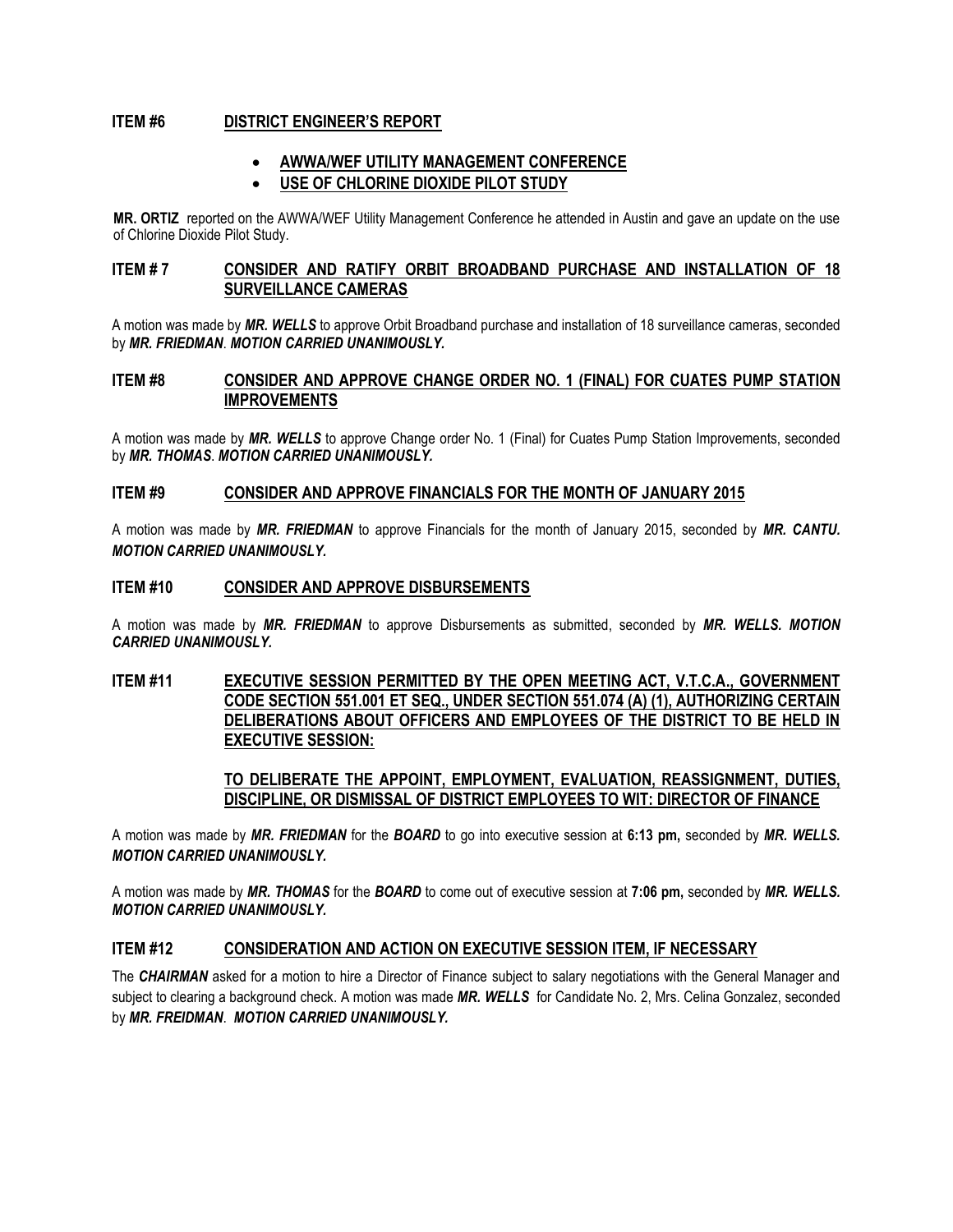## ITEM #6 DISTRICT ENGINEER'S REPORT

- **AWWA/WEF UTILITY MANAGEMENT CONFERENCE**
- **USE OF CHLORINE DIOXIDE PILOT STUDY**

**MR. ORTIZ** reported on the AWWA/WEF Utility Management Conference he attended in Austin and gave an update on the use of Chlorine Dioxide Pilot Study.

## ITEM # 7 CONSIDER AND RATIFY ORBIT BROADBAND PURCHASE AND INSTALLATION OF 18 SURVEILLANCE CAMERAS

A motion was made by ***MR. WELLS*** to approve Orbit Broadband purchase and installation of 18 surveillance cameras, seconded by ***MR. FRIEDMAN***. ***MOTION CARRIED UNANIMOUSLY.***

## ITEM #8 CONSIDER AND APPROVE CHANGE ORDER NO. 1 (FINAL) FOR CUATES PUMP STATION IMPROVEMENTS

A motion was made by ***MR. WELLS*** to approve Change order No. 1 (Final) for Cuates Pump Station Improvements, seconded by ***MR. THOMAS***. ***MOTION CARRIED UNANIMOUSLY.***

## ITEM #9 CONSIDER AND APPROVE FINANCIALS FOR THE MONTH OF JANUARY 2015

A motion was made by ***MR. FRIEDMAN*** to approve Financials for the month of January 2015, seconded by ***MR. CANTU. MOTION CARRIED UNANIMOUSLY.***

## ITEM #10 CONSIDER AND APPROVE DISBURSEMENTS

A motion was made by ***MR. FRIEDMAN*** to approve Disbursements as submitted, seconded by ***MR. WELLS. MOTION CARRIED UNANIMOUSLY.***

## ITEM #11 EXECUTIVE SESSION PERMITTED BY THE OPEN MEETING ACT, V.T.C.A., GOVERNMENT CODE SECTION 551.001 ET SEQ., UNDER SECTION 551.074 (A) (1), AUTHORIZING CERTAIN DELIBERATIONS ABOUT OFFICERS AND EMPLOYEES OF THE DISTRICT TO BE HELD IN EXECUTIVE SESSION:

**TO DELIBERATE THE APPOINT, EMPLOYMENT, EVALUATION, REASSIGNMENT, DUTIES, DISCIPLINE, OR DISMISSAL OF DISTRICT EMPLOYEES TO WIT: DIRECTOR OF FINANCE**

A motion was made by ***MR. FRIEDMAN*** for the ***BOARD*** to go into executive session at **6:13 pm,** seconded by ***MR. WELLS. MOTION CARRIED UNANIMOUSLY.***

A motion was made by ***MR. THOMAS*** for the ***BOARD*** to come out of executive session at **7:06 pm,** seconded by ***MR. WELLS. MOTION CARRIED UNANIMOUSLY.***

## ITEM #12 CONSIDERATION AND ACTION ON EXECUTIVE SESSION ITEM, IF NECESSARY

The ***CHAIRMAN*** asked for a motion to hire a Director of Finance subject to salary negotiations with the General Manager and subject to clearing a background check. A motion was made ***MR. WELLS*** for Candidate No. 2, Mrs. Celina Gonzalez, seconded by ***MR. FREIDMAN***. ***MOTION CARRIED UNANIMOUSLY.***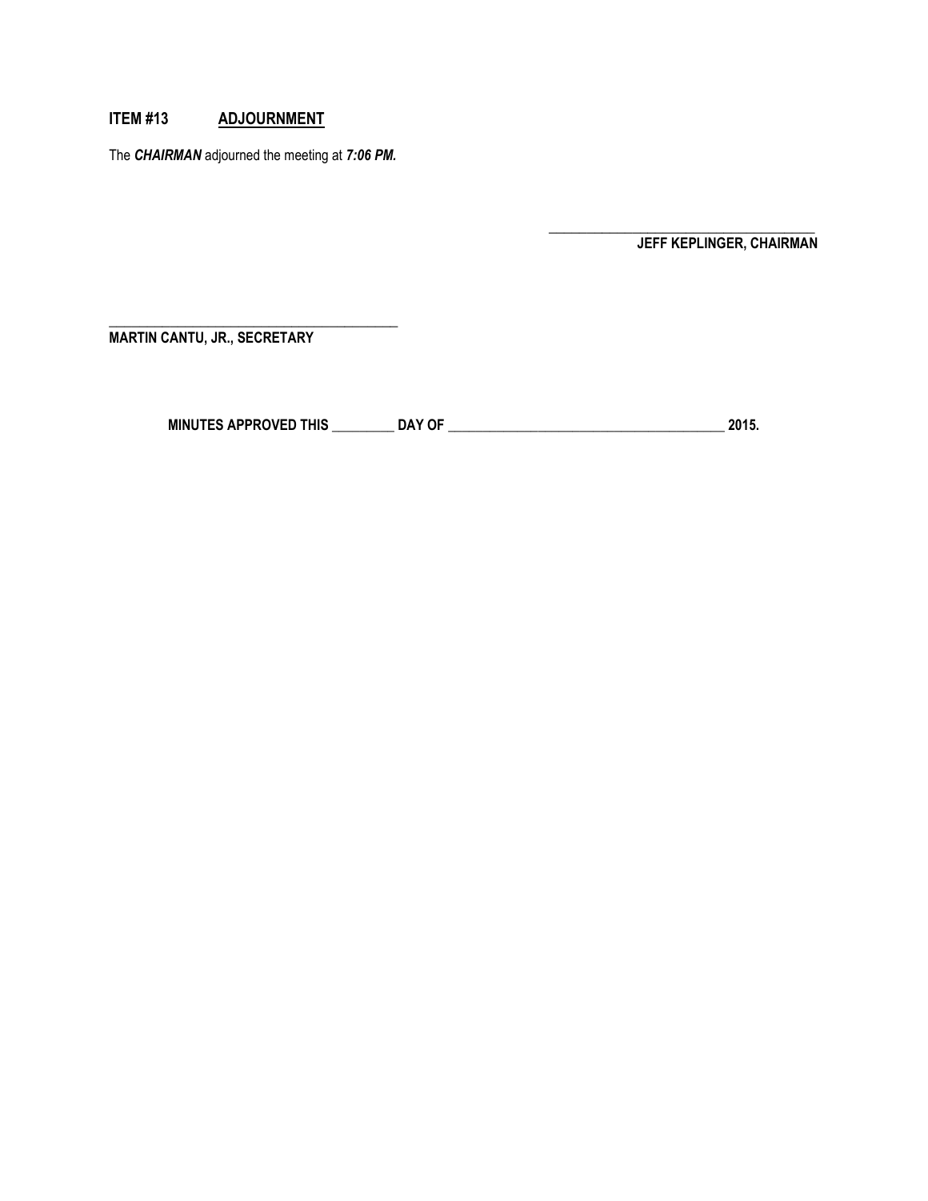## ITEM #13 ADJOURNMENT

The ***CHAIRMAN*** adjourned the meeting at ***7:06 PM.***

\_\_\_\_\_\_\_\_\_\_\_\_\_\_\_\_\_\_\_\_\_\_\_\_\_\_\_\_\_\_\_\_\_\_\_\_\_\_\_\_
**JEFF KEPLINGER, CHAIRMAN**

\_\_\_\_\_\_\_\_\_\_\_\_\_\_\_\_\_\_\_\_\_\_\_\_\_\_\_\_\_\_\_\_\_\_\_\_\_\_\_\_
**MARTIN CANTU, JR., SECRETARY**

**MINUTES APPROVED THIS \_\_\_\_\_\_\_\_\_ DAY OF \_\_\_\_\_\_\_\_\_\_\_\_\_\_\_\_\_\_\_\_\_\_\_\_\_\_\_\_\_\_\_\_\_\_\_\_\_\_\_\_ 2015.**